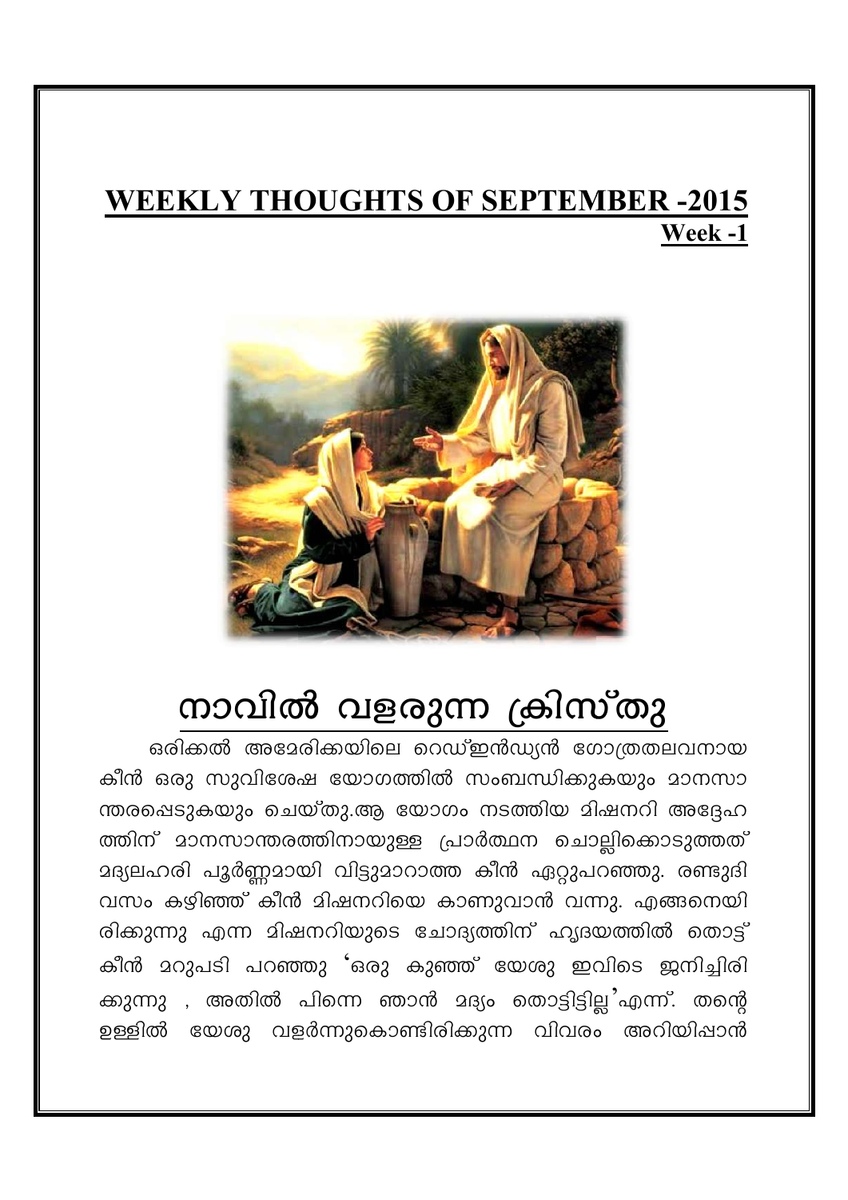## WEEKLY THOUGHTS OF SEPTEMBER -2015

**Week -1**

# നാവിൽ വളരുന്ന ക്രിസ്തു

ഒരിക്കൽ അമേരിക്കയിലെ റെഡ്ഇൻഡ്യൻ ഗോത്രതലവനായ കീൻ ഒരു സുവിശേഷ യോഗത്തിൽ സംബന്ധിക്കുകയും മാനസാന്തരപ്പെടുകയും ചെയ്തു.ആ യോഗം നടത്തിയ മിഷനറി അദ്ദേഹത്തിന് മാനസാന്തരത്തിനായുള്ള പ്രാർത്ഥന ചൊല്ലിക്കൊടുത്തത് മദ്യലഹരി പൂർണ്ണമായി വിട്ടുമാറാത്ത കീൻ ഏറ്റുപറഞ്ഞു. രണ്ടുദിവസം കഴിഞ്ഞ് കീൻ മിഷനറിയെ കാണുവാൻ വന്നു. എങ്ങനെയിരിക്കുന്നു എന്ന മിഷനറിയുടെ ചോദ്യത്തിന് ഹൃദയത്തിൽ തൊട്ട് കീൻ മറുപടി പറഞ്ഞു 'ഒരു കുഞ്ഞ് യേശു ഇവിടെ ജനിച്ചിരിക്കുന്നു , അതിൽ പിന്നെ ഞാൻ മദ്യം തൊട്ടിട്ടില്ല'എന്ന്. തന്റെ ഉള്ളിൽ യേശു വളർന്നുകൊണ്ടിരിക്കുന്ന വിവരം അറിയിപ്പാൻ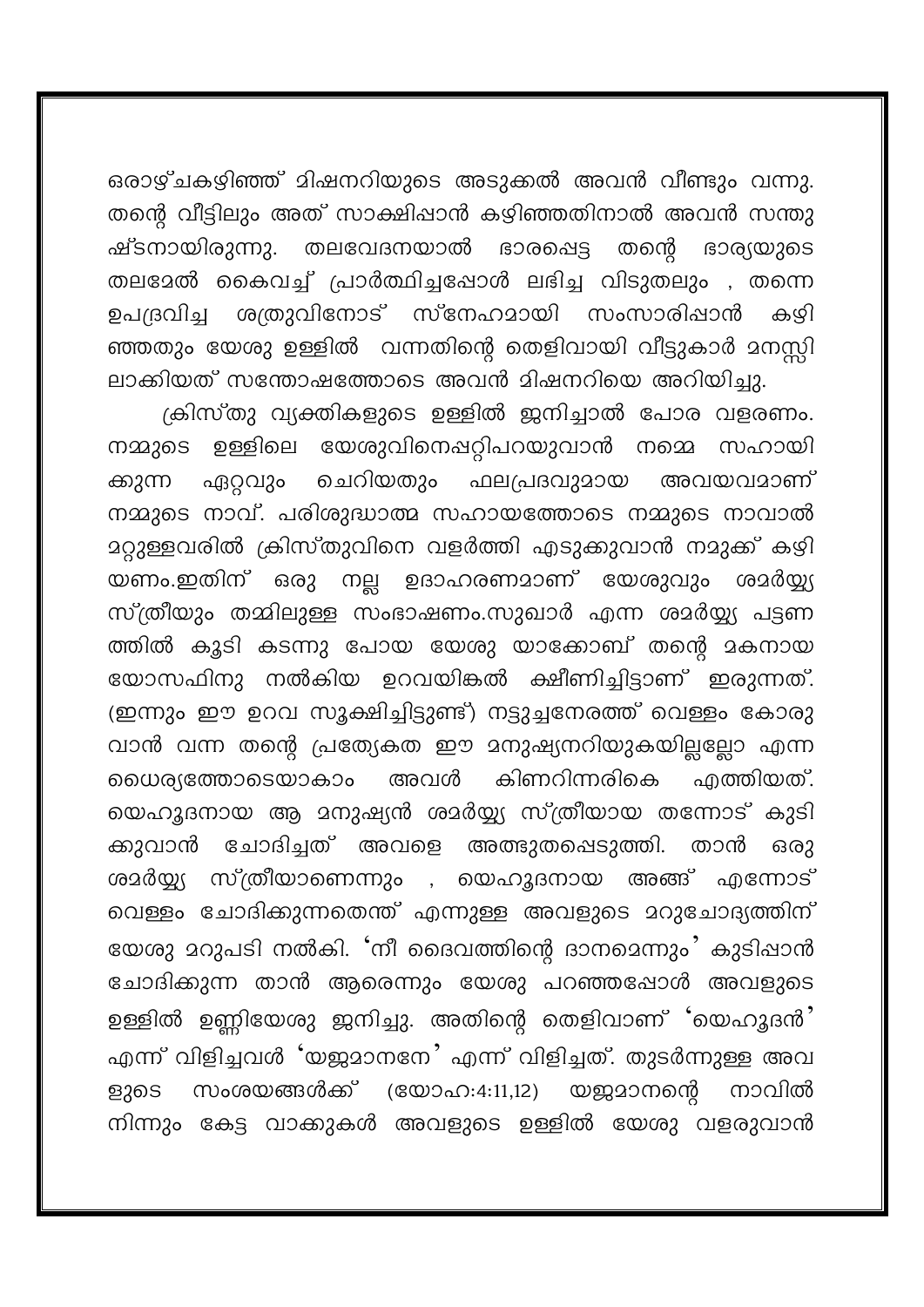ഒരാഴ്ചകഴിഞ്ഞ് മിഷനറിയുടെ അടുക്കൽ അവൻ വീണ്ടും വന്നു. തന്റെ വീട്ടിലും അത് സാക്ഷിഷാൻ കഴിഞ്ഞതിനാൽ അവൻ സന്തുഷ്ടനായിരുന്നു. തലവേദനയാൽ ഭാരപ്പെട്ട തന്റെ ഭാര്യയുടെ തലമേൽ കൈവച്ച് പ്രാർത്ഥിച്ചപ്പോൾ ലഭിച്ച വിടുതലും , തന്നെ ഉപദ്രവിച്ച ശത്രുവിനോട് സ്നേഹമായി സംസാരിഷാൻ കഴിഞ്ഞതും യേശു ഉള്ളിൽ വന്നതിന്റെ തെളിവായി വീട്ടുകാർ മനസ്സിലാക്കിയത് സന്തോഷത്തോടെ അവൻ മിഷനറിയെ അറിയിച്ചു.

ക്രിസ്തു വ്യക്തികളുടെ ഉള്ളിൽ ജനിച്ചാൽ പോര വളരണം. നമ്മുടെ ഉള്ളിലെ യേശുവിനെപ്പറ്റിപറയുവാൻ നമ്മെ സഹായിക്കുന്ന ഏറ്റവും ചെറിയതും ഫലപ്രദവുമായ അവയവമാണ് നമ്മുടെ നാവ്. പരിശുദ്ധാത്മ സഹായത്തോടെ നമ്മുടെ നാവാൽ മറ്റുള്ളവരിൽ ക്രിസ്തുവിനെ വളർത്തി എടുക്കുവാൻ നമുക്ക് കഴിയണം.ഇതിന് ഒരു നല്ല ഉദാഹരണമാണ് യേശുവും ശമർയ്യ സ്ത്രീയും തമ്മിലുള്ള സംഭാഷണം.സുഖാർ എന്ന ശമർയ്യ പട്ടണത്തിൽ കൂടി കടന്നു പോയ യേശു യാക്കോബ് തന്റെ മകനായ യോസഫിനു നൽകിയ ഉറവയിങ്കൽ ക്ഷീണിച്ചിട്ടാണ് ഇരുന്നത്. (ഇന്നും ഈ ഉറവ സൂക്ഷിച്ചിട്ടുണ്ട്) നട്ടുച്ചനേരത്ത് വെള്ളം കോരുവാൻ വന്ന തന്റെ പ്രത്യേകത ഈ മനുഷ്യനറിയുകയില്ലല്ലോ എന്ന ധൈര്യത്തോടെയാകാം അവൾ കിണറിന്നരികെ എത്തിയത്. യെഹൂദനായ ആ മനുഷ്യൻ ശമർയ്യ സ്ത്രീയായ തന്നോട് കുടിക്കുവാൻ ചോദിച്ചത് അവളെ അത്ഭുതപ്പെടുത്തി. താൻ ഒരു ശമർയ്യ സ്ത്രീയാണെന്നും , യെഹൂദനായ അങ്ങ് എന്നോട് വെള്ളം ചോദിക്കുന്നതെന്ത് എന്നുള്ള അവളുടെ മറുചോദ്യത്തിന് യേശു മറുപടി നൽകി. 'നീ ദൈവത്തിന്റെ ദാനമെന്നും' കുടിഷാൻ ചോദിക്കുന്ന താൻ ആരെന്നും യേശു പറഞ്ഞപ്പോൾ അവളുടെ ഉള്ളിൽ ഉണ്ണിയേശു ജനിച്ചു. അതിന്റെ തെളിവാണ് 'യെഹൂദൻ' എന്ന് വിളിച്ചവൾ 'യജമാനനേ' എന്ന് വിളിച്ചത്. തുടർന്നുള്ള അവളുടെ സംശയങ്ങൾക്ക് (യോഹ:4:11,12) യജമാനന്റെ നാവിൽ നിന്നും കേട്ട വാക്കുകൾ അവളുടെ ഉള്ളിൽ യേശു വളരുവാൻ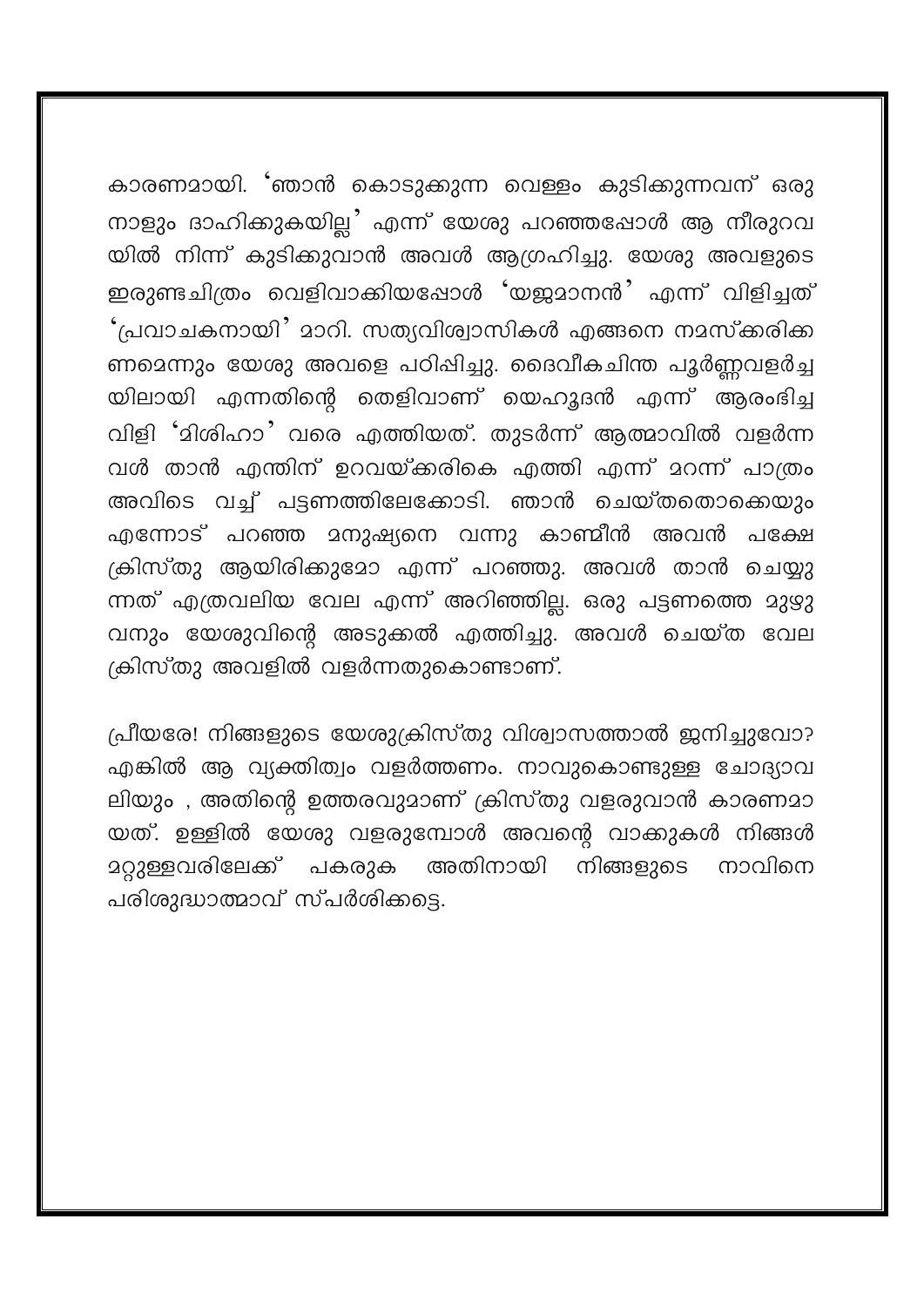കാരണമായി. 'ഞാൻ കൊടുക്കുന്ന വെള്ളം കുടിക്കുന്നവന് ഒരു നാളും ദാഹിക്കുകയില്ല' എന്ന് യേശു പറഞ്ഞപ്പോൾ ആ നീരുറവയിൽ നിന്ന് കുടിക്കുവാൻ അവൾ ആഗ്രഹിച്ചു. യേശു അവളുടെ ഇരുണ്ടചിത്രം വെളിവാക്കിയപ്പോൾ 'യജമാനൻ' എന്ന് വിളിച്ചത് 'പ്രവാചകനായി' മാറി. സത്യവിശ്വാസികൾ എങ്ങനെ നമസ്കരിക്കണമെന്നും യേശു അവളെ പഠിപ്പിച്ചു. ദൈവീകചിന്ത പൂർണ്ണവളർച്ചയിലായി എന്നതിന്റെ തെളിവാണ് യെഹൂദൻ എന്ന് ആരംഭിച്ച വിളി 'മിശിഹാ' വരെ എത്തിയത്. തുടർന്ന് ആത്മാവിൽ വളർന്നവൾ താൻ എന്തിന് ഉറവയ്ക്കരികെ എത്തി എന്ന് മറന്ന് പാത്രം അവിടെ വച്ച് പട്ടണത്തിലേക്കോടി. ഞാൻ ചെയ്തതൊക്കെയും എന്നോട് പറഞ്ഞ മനുഷ്യനെ വന്നു കാൺമീൻ അവൻ പക്ഷേ ക്രിസ്തു ആയിരിക്കുമോ എന്ന് പറഞ്ഞു. അവൾ താൻ ചെയ്യുന്നത് എത്രവലിയ വേല എന്ന് അറിഞ്ഞില്ല. ഒരു പട്ടണത്തെ മുഴുവനും യേശുവിന്റെ അടുക്കൽ എത്തിച്ചു. അവൾ ചെയ്ത വേല ക്രിസ്തു അവളിൽ വളർന്നതുകൊണ്ടാണ്.

പ്രീയരേ! നിങ്ങളുടെ യേശുക്രിസ്തു വിശ്വാസത്താൽ ജനിച്ചുവോ? എങ്കിൽ ആ വ്യക്തിത്വം വളർത്തണം. നാവുകൊണ്ടുള്ള ചോദ്യാവലിയും , അതിന്റെ ഉത്തരവുമാണ് ക്രിസ്തു വളരുവാൻ കാരണമായത്. ഉള്ളിൽ യേശു വളരുമ്പോൾ അവന്റെ വാക്കുകൾ നിങ്ങൾ മറ്റുള്ളവരിലേക്ക് പകരുക അതിനായി നിങ്ങളുടെ നാവിനെ പരിശുദ്ധാത്മാവ് സ്പർശിക്കട്ടെ.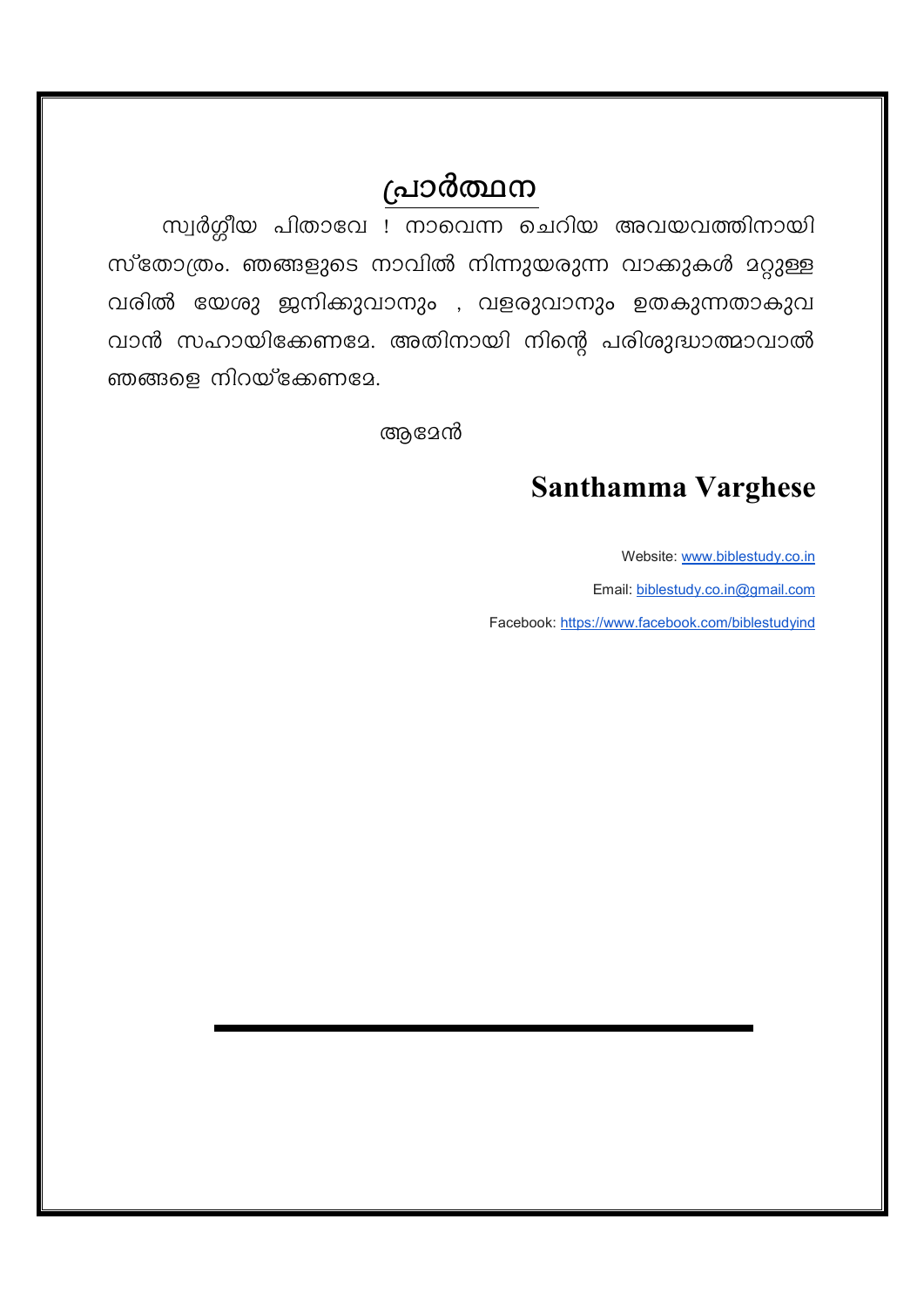## പ്രാർത്ഥന

സ്വർഗ്ഗീയ പിതാവേ ! നാവെന്ന ചെറിയ അവയവത്തിനായി സ്തോത്രം. ഞങ്ങളുടെ നാവിൽ നിന്നുയരുന്ന വാക്കുകൾ മറ്റുള്ള വരിൽ യേശു ജനിക്കുവാനും , വളരുവാനും ഉതകുന്നതാകുവ വാൻ സഹായിക്കേണമേ. അതിനായി നിന്റെ പരിശുദ്ധാത്മാവാൽ ഞങ്ങളെ നിറയ്ക്കേണമേ.

ആമേൻ

**Santhamma Varghese**

Website: www.biblestudy.co.in

Email: biblestudy.co.in@gmail.com

Facebook: https://www.facebook.com/biblestudyind